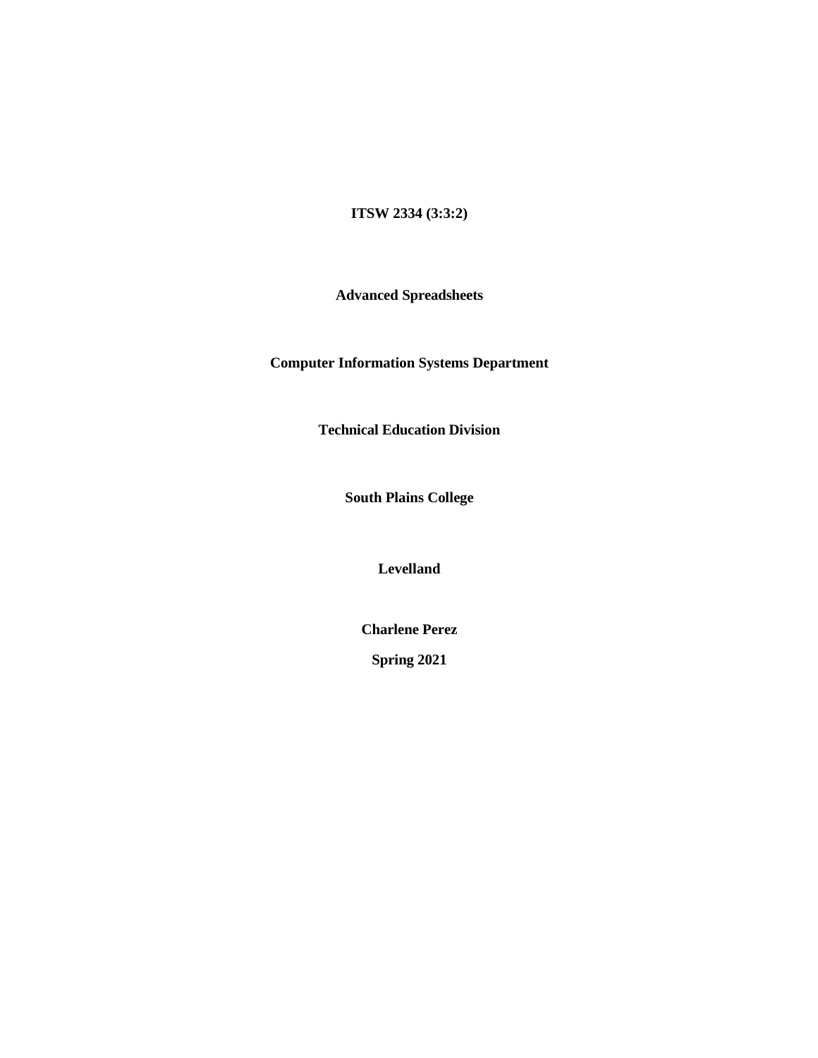**ITSW 2334 (3:3:2)**

**Advanced Spreadsheets**

**Computer Information Systems Department**

**Technical Education Division**

**South Plains College**

**Levelland**

**Charlene Perez**

**Spring 2021**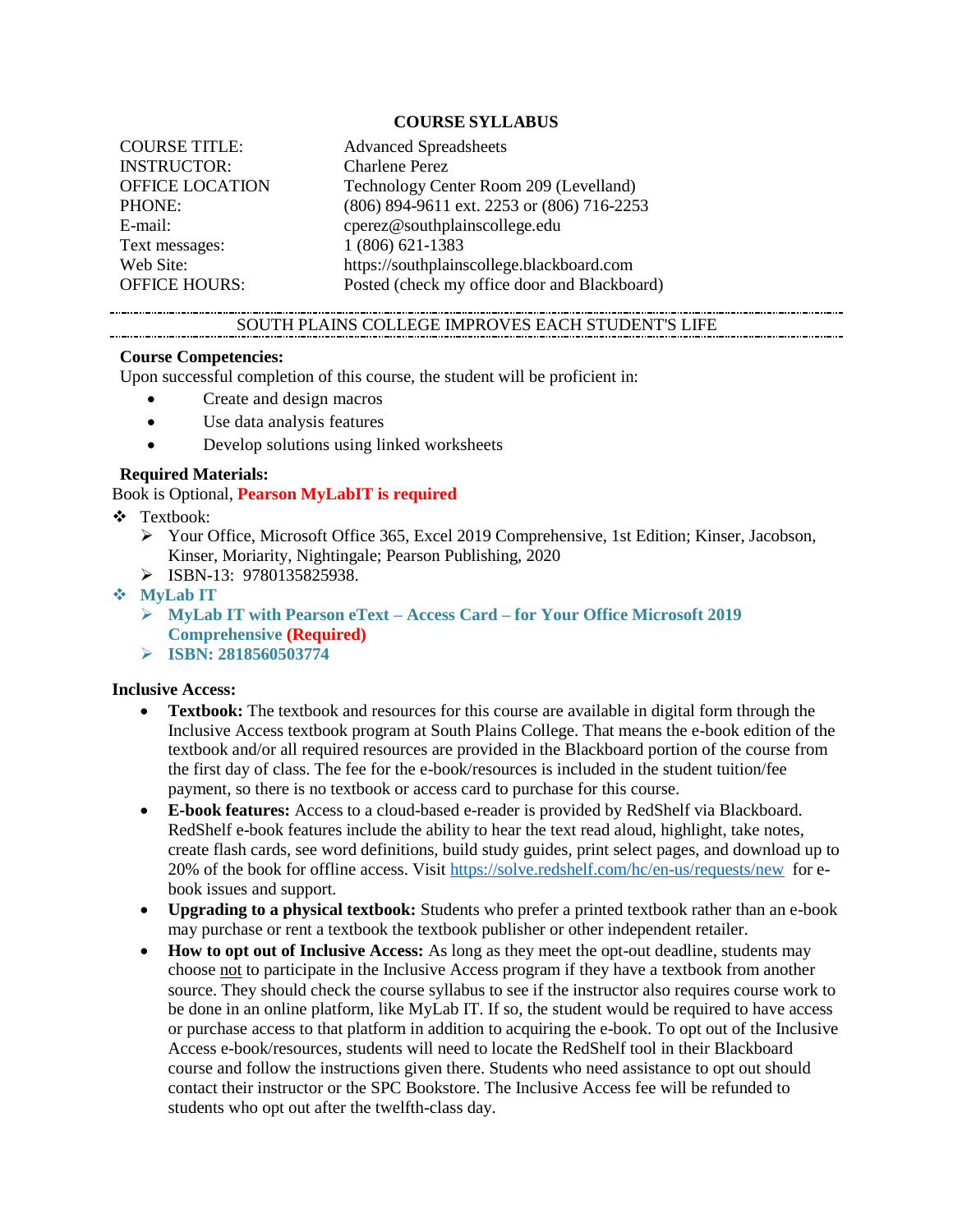**COURSE SYLLABUS**

| | |
|---|---|
| COURSE TITLE: | Advanced Spreadsheets |
| INSTRUCTOR: | Charlene Perez |
| OFFICE LOCATION | Technology Center Room 209 (Levelland) |
| PHONE: | (806) 894-9611 ext. 2253 or (806) 716-2253 |
| E-mail: | cperez@southplainscollege.edu |
| Text messages: | 1 (806) 621-1383 |
| Web Site: | https://southplainscollege.blackboard.com |
| OFFICE HOURS: | Posted (check my office door and Blackboard) |

SOUTH PLAINS COLLEGE IMPROVES EACH STUDENT'S LIFE

**Course Competencies:**

Upon successful completion of this course, the student will be proficient in:

- Create and design macros
- Use data analysis features
- Develop solutions using linked worksheets

**Required Materials:**

Book is Optional, **Pearson MyLabIT is required**

- Textbook:
  - Your Office, Microsoft Office 365, Excel 2019 Comprehensive, 1st Edition; Kinser, Jacobson, Kinser, Moriarity, Nightingale; Pearson Publishing, 2020
  - ISBN-13: 9780135825938.
- **MyLab IT**
  - **MyLab IT with Pearson eText – Access Card – for Your Office Microsoft 2019 Comprehensive (Required)**
  - **ISBN: 2818560503774**

**Inclusive Access:**

- **Textbook:** The textbook and resources for this course are available in digital form through the Inclusive Access textbook program at South Plains College. That means the e-book edition of the textbook and/or all required resources are provided in the Blackboard portion of the course from the first day of class. The fee for the e-book/resources is included in the student tuition/fee payment, so there is no textbook or access card to purchase for this course.
- **E-book features:** Access to a cloud-based e-reader is provided by RedShelf via Blackboard. RedShelf e-book features include the ability to hear the text read aloud, highlight, take notes, create flash cards, see word definitions, build study guides, print select pages, and download up to 20% of the book for offline access. Visit https://solve.redshelf.com/hc/en-us/requests/new for e-book issues and support.
- **Upgrading to a physical textbook:** Students who prefer a printed textbook rather than an e-book may purchase or rent a textbook the textbook publisher or other independent retailer.
- **How to opt out of Inclusive Access:** As long as they meet the opt-out deadline, students may choose not to participate in the Inclusive Access program if they have a textbook from another source. They should check the course syllabus to see if the instructor also requires course work to be done in an online platform, like MyLab IT. If so, the student would be required to have access or purchase access to that platform in addition to acquiring the e-book. To opt out of the Inclusive Access e-book/resources, students will need to locate the RedShelf tool in their Blackboard course and follow the instructions given there. Students who need assistance to opt out should contact their instructor or the SPC Bookstore. The Inclusive Access fee will be refunded to students who opt out after the twelfth-class day.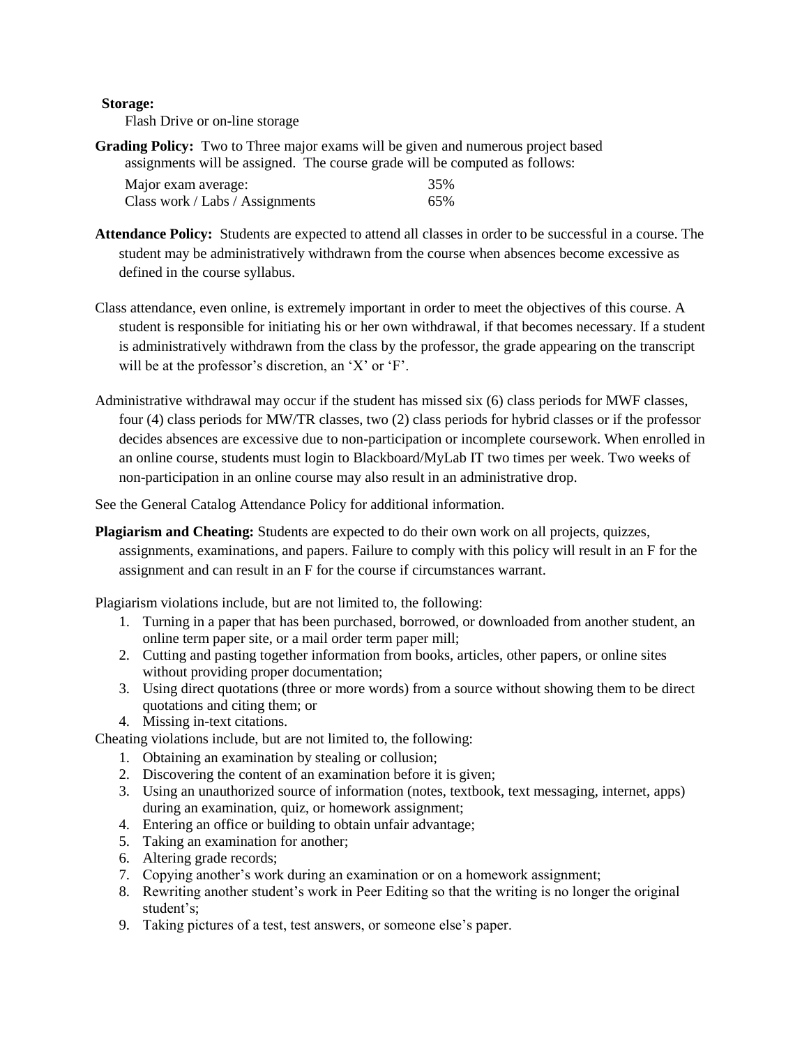**Storage:**

Flash Drive or on-line storage

**Grading Policy:** Two to Three major exams will be given and numerous project based assignments will be assigned. The course grade will be computed as follows:

| | |
|---|---|
| Major exam average: | 35% |
| Class work / Labs / Assignments | 65% |

**Attendance Policy:** Students are expected to attend all classes in order to be successful in a course. The student may be administratively withdrawn from the course when absences become excessive as defined in the course syllabus.

Class attendance, even online, is extremely important in order to meet the objectives of this course. A student is responsible for initiating his or her own withdrawal, if that becomes necessary. If a student is administratively withdrawn from the class by the professor, the grade appearing on the transcript will be at the professor's discretion, an 'X' or 'F'.

Administrative withdrawal may occur if the student has missed six (6) class periods for MWF classes, four (4) class periods for MW/TR classes, two (2) class periods for hybrid classes or if the professor decides absences are excessive due to non-participation or incomplete coursework. When enrolled in an online course, students must login to Blackboard/MyLab IT two times per week. Two weeks of non-participation in an online course may also result in an administrative drop.

See the General Catalog Attendance Policy for additional information.

**Plagiarism and Cheating:** Students are expected to do their own work on all projects, quizzes, assignments, examinations, and papers. Failure to comply with this policy will result in an F for the assignment and can result in an F for the course if circumstances warrant.

Plagiarism violations include, but are not limited to, the following:

1. Turning in a paper that has been purchased, borrowed, or downloaded from another student, an online term paper site, or a mail order term paper mill;
2. Cutting and pasting together information from books, articles, other papers, or online sites without providing proper documentation;
3. Using direct quotations (three or more words) from a source without showing them to be direct quotations and citing them; or
4. Missing in-text citations.

Cheating violations include, but are not limited to, the following:

1. Obtaining an examination by stealing or collusion;
2. Discovering the content of an examination before it is given;
3. Using an unauthorized source of information (notes, textbook, text messaging, internet, apps) during an examination, quiz, or homework assignment;
4. Entering an office or building to obtain unfair advantage;
5. Taking an examination for another;
6. Altering grade records;
7. Copying another's work during an examination or on a homework assignment;
8. Rewriting another student's work in Peer Editing so that the writing is no longer the original student's;
9. Taking pictures of a test, test answers, or someone else's paper.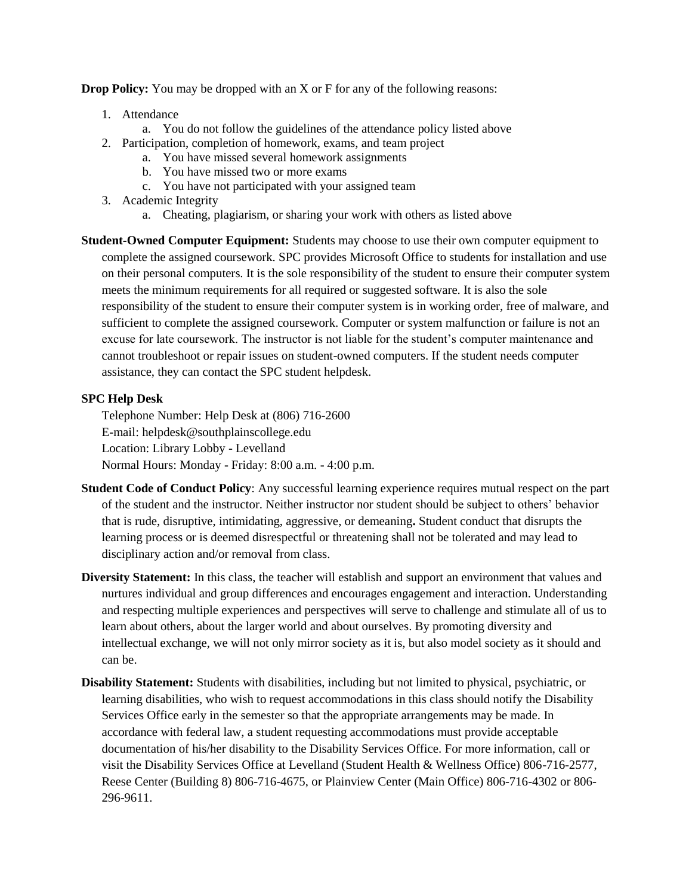**Drop Policy:** You may be dropped with an X or F for any of the following reasons:

1. Attendance
   a. You do not follow the guidelines of the attendance policy listed above
2. Participation, completion of homework, exams, and team project
   a. You have missed several homework assignments
   b. You have missed two or more exams
   c. You have not participated with your assigned team
3. Academic Integrity
   a. Cheating, plagiarism, or sharing your work with others as listed above

**Student-Owned Computer Equipment:** Students may choose to use their own computer equipment to complete the assigned coursework. SPC provides Microsoft Office to students for installation and use on their personal computers. It is the sole responsibility of the student to ensure their computer system meets the minimum requirements for all required or suggested software. It is also the sole responsibility of the student to ensure their computer system is in working order, free of malware, and sufficient to complete the assigned coursework. Computer or system malfunction or failure is not an excuse for late coursework. The instructor is not liable for the student's computer maintenance and cannot troubleshoot or repair issues on student-owned computers. If the student needs computer assistance, they can contact the SPC student helpdesk.

**SPC Help Desk**

Telephone Number: Help Desk at (806) 716-2600
E-mail: helpdesk@southplainscollege.edu
Location: Library Lobby - Levelland
Normal Hours: Monday - Friday: 8:00 a.m. - 4:00 p.m.

**Student Code of Conduct Policy**: Any successful learning experience requires mutual respect on the part of the student and the instructor. Neither instructor nor student should be subject to others' behavior that is rude, disruptive, intimidating, aggressive, or demeaning**.** Student conduct that disrupts the learning process or is deemed disrespectful or threatening shall not be tolerated and may lead to disciplinary action and/or removal from class.

**Diversity Statement:** In this class, the teacher will establish and support an environment that values and nurtures individual and group differences and encourages engagement and interaction. Understanding and respecting multiple experiences and perspectives will serve to challenge and stimulate all of us to learn about others, about the larger world and about ourselves. By promoting diversity and intellectual exchange, we will not only mirror society as it is, but also model society as it should and can be.

**Disability Statement:** Students with disabilities, including but not limited to physical, psychiatric, or learning disabilities, who wish to request accommodations in this class should notify the Disability Services Office early in the semester so that the appropriate arrangements may be made. In accordance with federal law, a student requesting accommodations must provide acceptable documentation of his/her disability to the Disability Services Office. For more information, call or visit the Disability Services Office at Levelland (Student Health & Wellness Office) 806-716-2577, Reese Center (Building 8) 806-716-4675, or Plainview Center (Main Office) 806-716-4302 or 806-296-9611.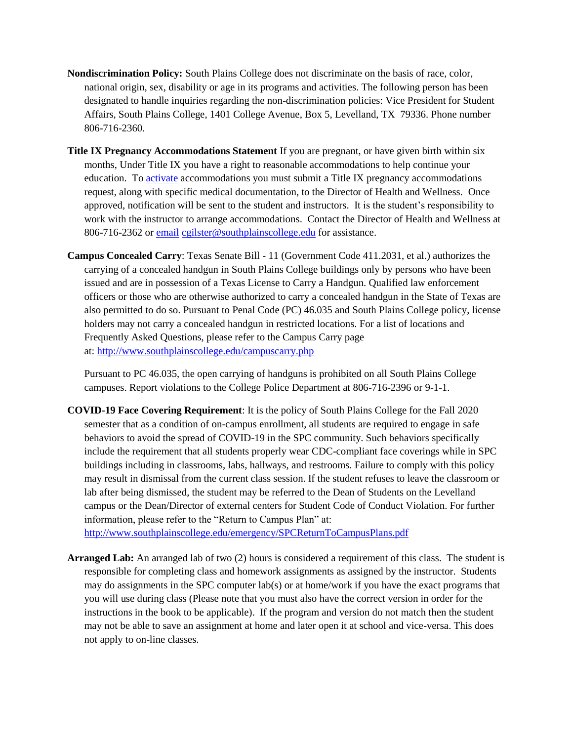**Nondiscrimination Policy:** South Plains College does not discriminate on the basis of race, color, national origin, sex, disability or age in its programs and activities. The following person has been designated to handle inquiries regarding the non-discrimination policies: Vice President for Student Affairs, South Plains College, 1401 College Avenue, Box 5, Levelland, TX 79336. Phone number 806-716-2360.

**Title IX Pregnancy Accommodations Statement** If you are pregnant, or have given birth within six months, Under Title IX you have a right to reasonable accommodations to help continue your education. To activate accommodations you must submit a Title IX pregnancy accommodations request, along with specific medical documentation, to the Director of Health and Wellness. Once approved, notification will be sent to the student and instructors. It is the student's responsibility to work with the instructor to arrange accommodations. Contact the Director of Health and Wellness at 806-716-2362 or email cgilster@southplainscollege.edu for assistance.

**Campus Concealed Carry**: Texas Senate Bill - 11 (Government Code 411.2031, et al.) authorizes the carrying of a concealed handgun in South Plains College buildings only by persons who have been issued and are in possession of a Texas License to Carry a Handgun. Qualified law enforcement officers or those who are otherwise authorized to carry a concealed handgun in the State of Texas are also permitted to do so. Pursuant to Penal Code (PC) 46.035 and South Plains College policy, license holders may not carry a concealed handgun in restricted locations. For a list of locations and Frequently Asked Questions, please refer to the Campus Carry page at: http://www.southplainscollege.edu/campuscarry.php

Pursuant to PC 46.035, the open carrying of handguns is prohibited on all South Plains College campuses. Report violations to the College Police Department at 806-716-2396 or 9-1-1.

**COVID-19 Face Covering Requirement**: It is the policy of South Plains College for the Fall 2020 semester that as a condition of on-campus enrollment, all students are required to engage in safe behaviors to avoid the spread of COVID-19 in the SPC community. Such behaviors specifically include the requirement that all students properly wear CDC-compliant face coverings while in SPC buildings including in classrooms, labs, hallways, and restrooms. Failure to comply with this policy may result in dismissal from the current class session. If the student refuses to leave the classroom or lab after being dismissed, the student may be referred to the Dean of Students on the Levelland campus or the Dean/Director of external centers for Student Code of Conduct Violation. For further information, please refer to the "Return to Campus Plan" at: http://www.southplainscollege.edu/emergency/SPCReturnToCampusPlans.pdf

**Arranged Lab:** An arranged lab of two (2) hours is considered a requirement of this class. The student is responsible for completing class and homework assignments as assigned by the instructor. Students may do assignments in the SPC computer lab(s) or at home/work if you have the exact programs that you will use during class (Please note that you must also have the correct version in order for the instructions in the book to be applicable). If the program and version do not match then the student may not be able to save an assignment at home and later open it at school and vice-versa. This does not apply to on-line classes.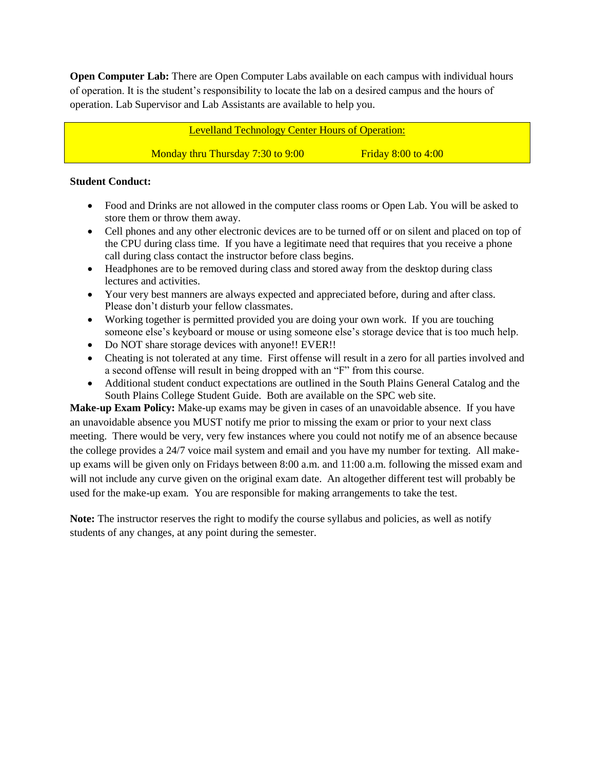**Open Computer Lab:** There are Open Computer Labs available on each campus with individual hours of operation. It is the student's responsibility to locate the lab on a desired campus and the hours of operation. Lab Supervisor and Lab Assistants are available to help you.

Levelland Technology Center Hours of Operation:

Monday thru Thursday 7:30 to 9:00 Friday 8:00 to 4:00

**Student Conduct:**

- Food and Drinks are not allowed in the computer class rooms or Open Lab. You will be asked to store them or throw them away.
- Cell phones and any other electronic devices are to be turned off or on silent and placed on top of the CPU during class time. If you have a legitimate need that requires that you receive a phone call during class contact the instructor before class begins.
- Headphones are to be removed during class and stored away from the desktop during class lectures and activities.
- Your very best manners are always expected and appreciated before, during and after class. Please don't disturb your fellow classmates.
- Working together is permitted provided you are doing your own work. If you are touching someone else's keyboard or mouse or using someone else's storage device that is too much help.
- Do NOT share storage devices with anyone!! EVER!!
- Cheating is not tolerated at any time. First offense will result in a zero for all parties involved and a second offense will result in being dropped with an "F" from this course.
- Additional student conduct expectations are outlined in the South Plains General Catalog and the South Plains College Student Guide. Both are available on the SPC web site.

**Make-up Exam Policy:** Make-up exams may be given in cases of an unavoidable absence. If you have an unavoidable absence you MUST notify me prior to missing the exam or prior to your next class meeting. There would be very, very few instances where you could not notify me of an absence because the college provides a 24/7 voice mail system and email and you have my number for texting. All make-up exams will be given only on Fridays between 8:00 a.m. and 11:00 a.m. following the missed exam and will not include any curve given on the original exam date. An altogether different test will probably be used for the make-up exam. You are responsible for making arrangements to take the test.

**Note:** The instructor reserves the right to modify the course syllabus and policies, as well as notify students of any changes, at any point during the semester.